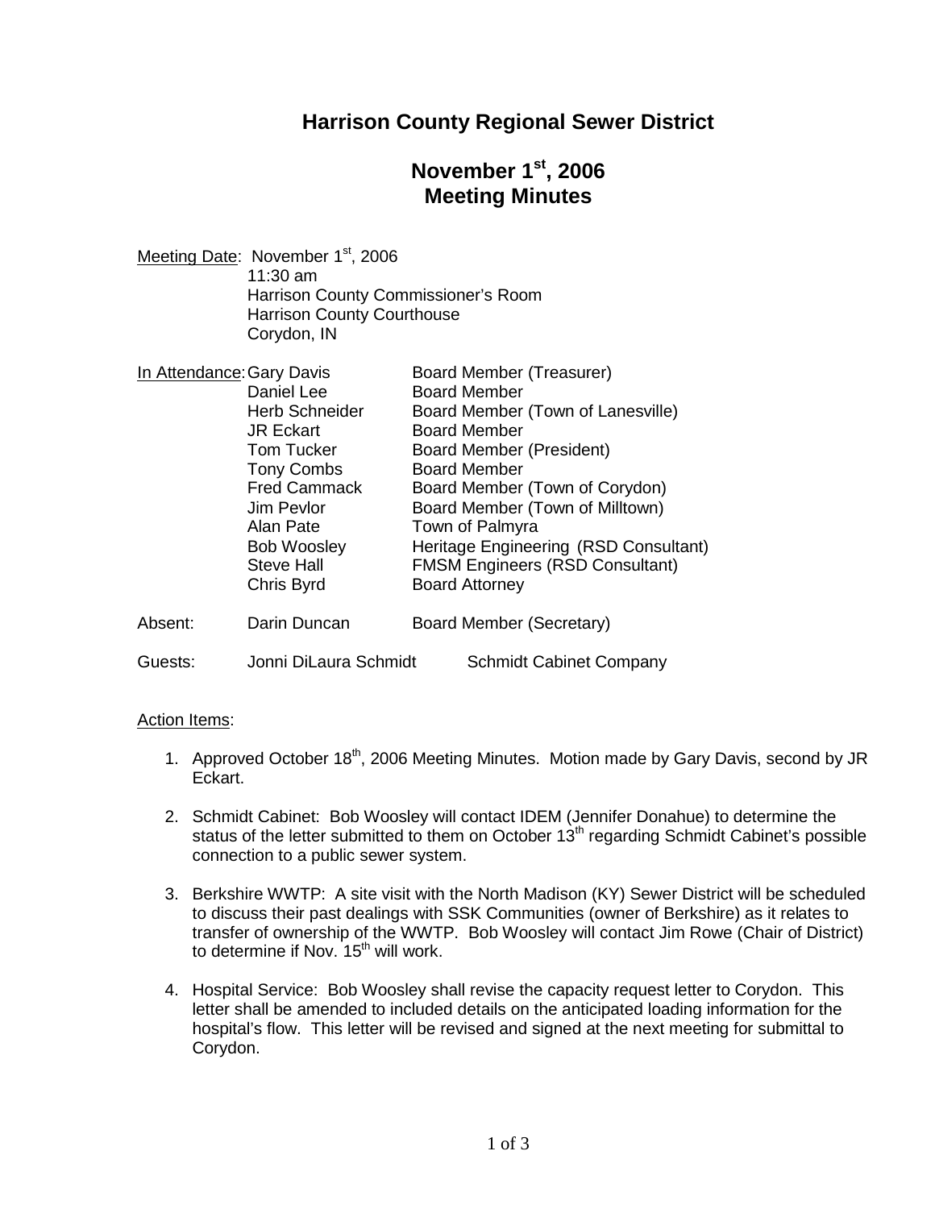# Harrison County Regional Sewer District

## November 1st, 2006
## Meeting Minutes

<u>Meeting Date</u>: November 1st, 2006
11:30 am
Harrison County Commissioner's Room
Harrison County Courthouse
Corydon, IN

| | | |
|---|---|---|
| <u>In Attendance</u>: | Gary Davis | Board Member (Treasurer) |
| | Daniel Lee | Board Member |
| | Herb Schneider | Board Member (Town of Lanesville) |
| | JR Eckart | Board Member |
| | Tom Tucker | Board Member (President) |
| | Tony Combs | Board Member |
| | Fred Cammack | Board Member (Town of Corydon) |
| | Jim Pevlor | Board Member (Town of Milltown) |
| | Alan Pate | Town of Palmyra |
| | Bob Woosley | Heritage Engineering (RSD Consultant) |
| | Steve Hall | FMSM Engineers (RSD Consultant) |
| | Chris Byrd | Board Attorney |
| Absent: | Darin Duncan | Board Member (Secretary) |
| Guests: | Jonni DiLaura Schmidt | Schmidt Cabinet Company |

<u>Action Items</u>:

1. Approved October 18th, 2006 Meeting Minutes. Motion made by Gary Davis, second by JR Eckart.

2. Schmidt Cabinet: Bob Woosley will contact IDEM (Jennifer Donahue) to determine the status of the letter submitted to them on October 13th regarding Schmidt Cabinet's possible connection to a public sewer system.

3. Berkshire WWTP: A site visit with the North Madison (KY) Sewer District will be scheduled to discuss their past dealings with SSK Communities (owner of Berkshire) as it relates to transfer of ownership of the WWTP. Bob Woosley will contact Jim Rowe (Chair of District) to determine if Nov. 15th will work.

4. Hospital Service: Bob Woosley shall revise the capacity request letter to Corydon. This letter shall be amended to included details on the anticipated loading information for the hospital's flow. This letter will be revised and signed at the next meeting for submittal to Corydon.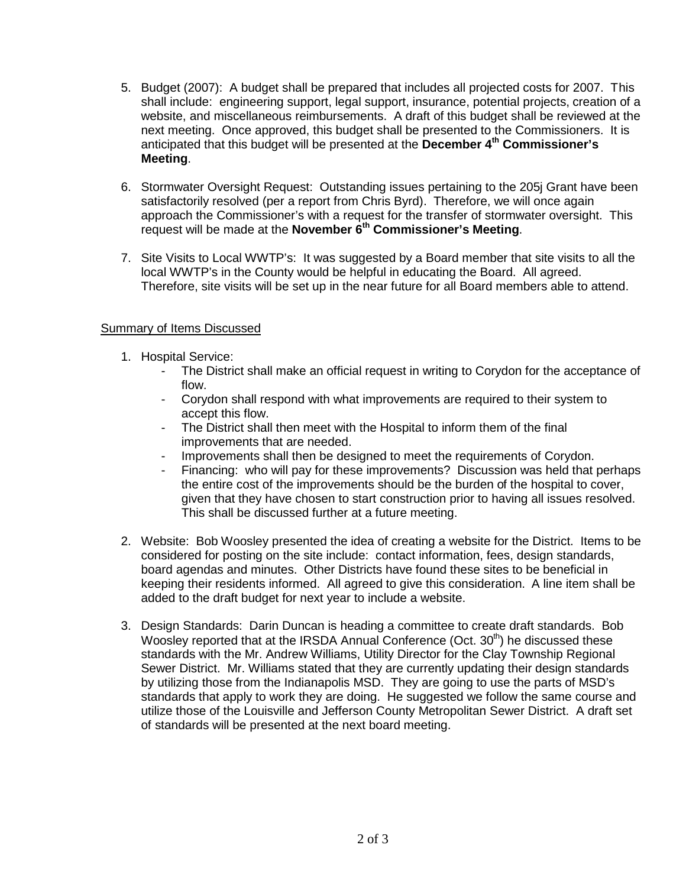5. Budget (2007): A budget shall be prepared that includes all projected costs for 2007. This shall include: engineering support, legal support, insurance, potential projects, creation of a website, and miscellaneous reimbursements. A draft of this budget shall be reviewed at the next meeting. Once approved, this budget shall be presented to the Commissioners. It is anticipated that this budget will be presented at the **December 4th Commissioner's Meeting**.

6. Stormwater Oversight Request: Outstanding issues pertaining to the 205j Grant have been satisfactorily resolved (per a report from Chris Byrd). Therefore, we will once again approach the Commissioner's with a request for the transfer of stormwater oversight. This request will be made at the **November 6th Commissioner's Meeting**.

7. Site Visits to Local WWTP's: It was suggested by a Board member that site visits to all the local WWTP's in the County would be helpful in educating the Board. All agreed. Therefore, site visits will be set up in the near future for all Board members able to attend.

<u>Summary of Items Discussed</u>

1. Hospital Service:
   - The District shall make an official request in writing to Corydon for the acceptance of flow.
   - Corydon shall respond with what improvements are required to their system to accept this flow.
   - The District shall then meet with the Hospital to inform them of the final improvements that are needed.
   - Improvements shall then be designed to meet the requirements of Corydon.
   - Financing: who will pay for these improvements? Discussion was held that perhaps the entire cost of the improvements should be the burden of the hospital to cover, given that they have chosen to start construction prior to having all issues resolved. This shall be discussed further at a future meeting.

2. Website: Bob Woosley presented the idea of creating a website for the District. Items to be considered for posting on the site include: contact information, fees, design standards, board agendas and minutes. Other Districts have found these sites to be beneficial in keeping their residents informed. All agreed to give this consideration. A line item shall be added to the draft budget for next year to include a website.

3. Design Standards: Darin Duncan is heading a committee to create draft standards. Bob Woosley reported that at the IRSDA Annual Conference (Oct. 30th) he discussed these standards with the Mr. Andrew Williams, Utility Director for the Clay Township Regional Sewer District. Mr. Williams stated that they are currently updating their design standards by utilizing those from the Indianapolis MSD. They are going to use the parts of MSD's standards that apply to work they are doing. He suggested we follow the same course and utilize those of the Louisville and Jefferson County Metropolitan Sewer District. A draft set of standards will be presented at the next board meeting.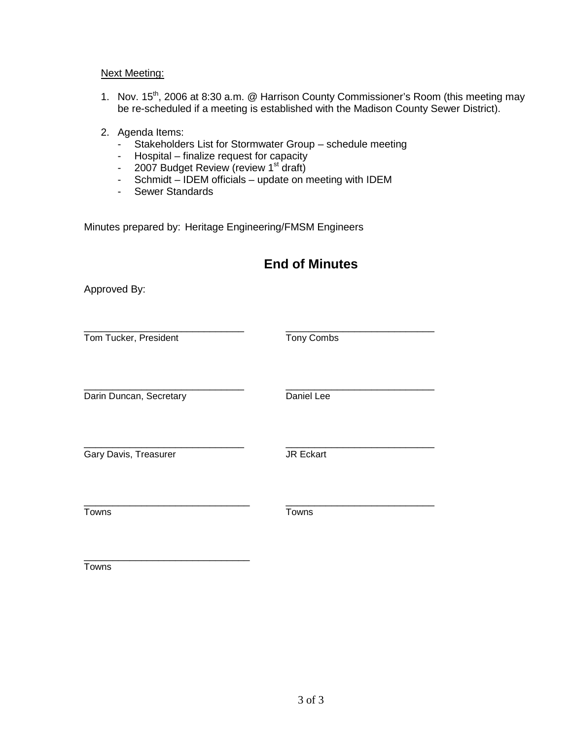Next Meeting:

1. Nov. 15th, 2006 at 8:30 a.m. @ Harrison County Commissioner's Room (this meeting may be re-scheduled if a meeting is established with the Madison County Sewer District).

2. Agenda Items:
   - Stakeholders List for Stormwater Group – schedule meeting
   - Hospital – finalize request for capacity
   - 2007 Budget Review (review 1st draft)
   - Schmidt – IDEM officials – update on meeting with IDEM
   - Sewer Standards

Minutes prepared by: Heritage Engineering/FMSM Engineers

## End of Minutes

Approved By:

| | |
|---|---|
| ____________________________ | ____________________________ |
| Tom Tucker, President | Tony Combs |
| ____________________________ | ____________________________ |
| Darin Duncan, Secretary | Daniel Lee |
| ____________________________ | ____________________________ |
| Gary Davis, Treasurer | JR Eckart |
| ____________________________ | ____________________________ |
| Towns | Towns |
| ____________________________ | |
| Towns | |